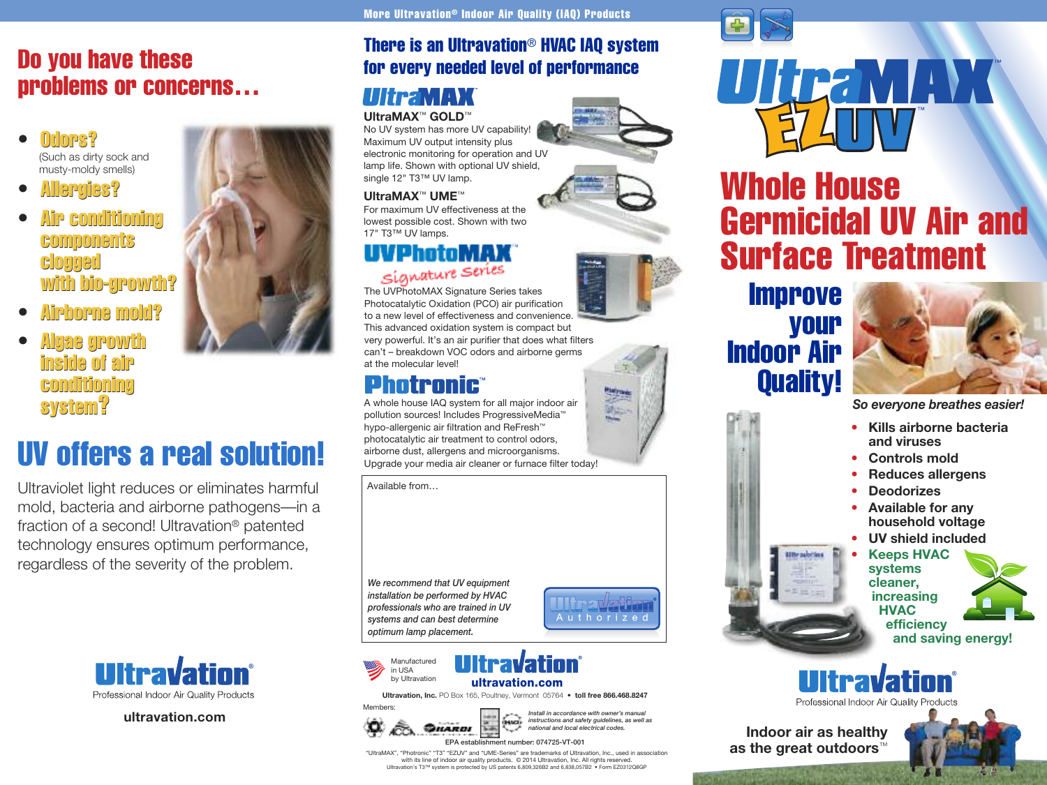# Do you have these problems or concerns…

- **Odors?**
  (Such as dirty sock and musty-moldy smells)
- **Allergies?**
- **Air conditioning components clogged with bio-growth?**
- **Airborne mold?**
- **Algae growth inside of air conditioning system?**

# UV offers a real solution!

Ultraviolet light reduces or eliminates harmful mold, bacteria and airborne pathogens—in a fraction of a second! Ultravation® patented technology ensures optimum performance, regardless of the severity of the problem.

**Ultravation®**
Professional Indoor Air Quality Products

**ultravation.com**

## More Ultravation® Indoor Air Quality (IAQ) Products

## There is an Ultravation® HVAC IAQ system for every needed level of performance

### UltraMAX™

**UltraMAX™ GOLD™**
No UV system has more UV capability! Maximum UV output intensity plus electronic monitoring for operation and UV lamp life. Shown with optional UV shield, single 12" T3™ UV lamp.

**UltraMAX™ UME™**
For maximum UV effectiveness at the lowest possible cost. Shown with two 17" T3™ UV lamps.

### UVPhotoMAX™ Signature Series

The UVPhotoMAX Signature Series takes Photocatalytic Oxidation (PCO) air purification to a new level of effectiveness and convenience. This advanced oxidation system is compact but very powerful. It's an air purifier that does what filters can't – breakdown VOC odors and airborne germs at the molecular level!

### Photronic™

A whole house IAQ system for all major indoor air pollution sources! Includes ProgressiveMedia™ hypo-allergenic air filtration and ReFresh™ photocatalytic air treatment to control odors, airborne dust, allergens and microorganisms. Upgrade your media air cleaner or furnace filter today!

Available from…

*We recommend that UV equipment installation be performed by HVAC professionals who are trained in UV systems and can best determine optimum lamp placement.*

Ultravation Authorized

Manufactured in USA by Ultravation

**Ultravation®**
**ultravation.com**

**Ultravation, Inc.** PO Box 165, Poultney, Vermont 05764 • **toll free 866.468.8247**

Members:

*Install in accordance with owner's manual instructions and safety guidelines, as well as national and local electrical codes.*

EPA establishment number: 074725-VT-001

"UltraMAX", "Photronic" "T3" "EZUV" and "UME-Series" are trademarks of Ultravation, Inc., used in association with its line of indoor air quality products. © 2014 Ultravation, Inc. All rights reserved.
Ultravation's T3™ system is protected by US patents 6,809,326B2 and 6,838,057B2 • Form EZ0312Q8GP

# UltraMAX™ EZUV™

# Whole House Germicidal UV Air and Surface Treatment

## Improve your Indoor Air Quality!

*So everyone breathes easier!*

- **Kills airborne bacteria and viruses**
- **Controls mold**
- **Reduces allergens**
- **Deodorizes**
- **Available for any household voltage**
- **UV shield included**
- **Keeps HVAC systems cleaner, increasing HVAC efficiency and saving energy!**

**Ultravation®**
Professional Indoor Air Quality Products

**Indoor air as healthy as the great outdoors™**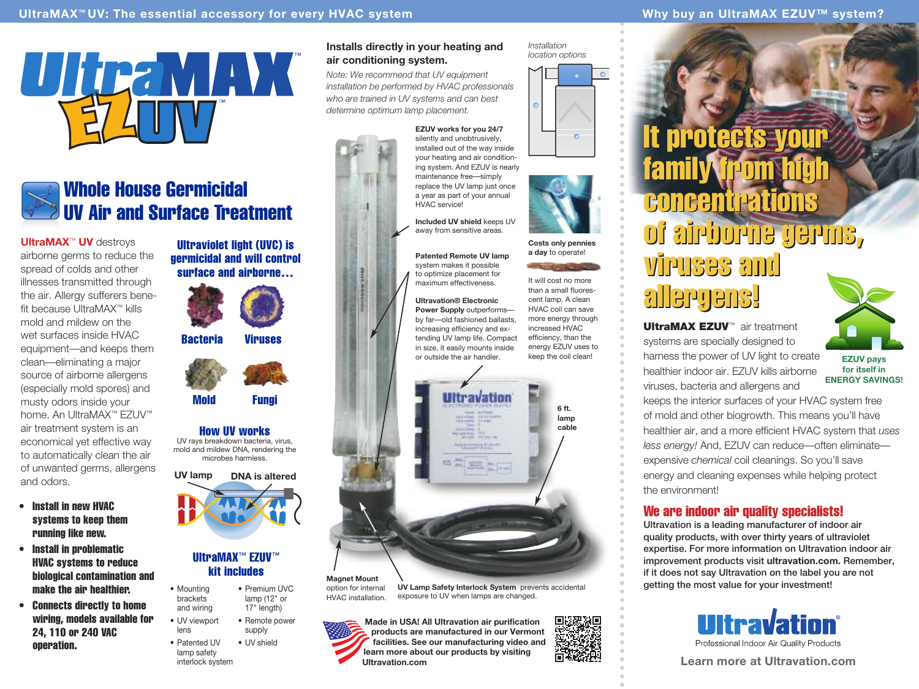UltraMAX™ UV: The essential accessory for every HVAC system

# UltraMAX EZUV™

## Whole House Germicidal UV Air and Surface Treatment

**UltraMAX™ UV** destroys airborne germs to reduce the spread of colds and other illnesses transmitted through the air. Allergy sufferers benefit because UltraMAX™ kills mold and mildew on the wet surfaces inside HVAC equipment—and keeps them clean—eliminating a major source of airborne allergens (especially mold spores) and musty odors inside your home. An UltraMAX™ EZUV™ air treatment system is an economical yet effective way to automatically clean the air of unwanted germs, allergens and odors.

- **Install in new HVAC systems to keep them running like new.**
- **Install in problematic HVAC systems to reduce biological contamination and make the air healthier.**
- **Connects directly to home wiring, models available for 24, 110 or 240 VAC operation.**

### Ultraviolet light (UVC) is germicidal and will control surface and airborne…

Bacteria
Viruses
Mold
Fungi

### How UV works

UV rays breakdown bacteria, virus, mold and mildew DNA, rendering the microbes harmless.

UV lamp
DNA is altered

### UltraMAX™ EZUV™ kit includes

- Mounting brackets and wiring
- UV viewport lens
- Patented UV lamp safety interlock system
- Premium UVC lamp (12" or 17" length)
- Remote power supply
- UV shield

### Installs directly in your heating and air conditioning system.

*Note: We recommend that UV equipment installation be performed by HVAC professionals who are trained in UV systems and can best determine optimum lamp placement.*

*Installation location options*

**EZUV works for you 24/7** silently and unobtrusively, installed out of the way inside your heating and air conditioning system. And EZUV is nearly maintenance free—simply replace the UV lamp just once a year as part of your annual HVAC service!

**Included UV shield** keeps UV away from sensitive areas.

**Patented Remote UV lamp** system makes it possible to optimize placement for maximum effectiveness.

**Ultravation® Electronic Power Supply** outperforms—by far—old fashioned ballasts, increasing efficiency and extending UV lamp life. Compact in size, it easily mounts inside or outside the air handler.

**Costs only pennies a day** to operate!

It will cost no more than a small fluorescent lamp. A clean HVAC coil can save more energy through increased HVAC efficiency, than the energy EZUV uses to keep the coil clean!

**6 ft. lamp cable**

**Magnet Mount** option for internal HVAC installation.

**UV Lamp Safety Interlock System** prevents accidental exposure to UV when lamps are changed.

**Made in USA! All Ultravation air purification products are manufactured in our Vermont facilities. See our manufacturing video and learn more about our products by visiting Ultravation.com**

Why buy an UltraMAX EZUV™ system?

## It protects your family from high concentrations of airborne germs, viruses and allergens!

**EZUV pays for itself in ENERGY SAVINGS!**

**UltraMAX EZUV**™ air treatment systems are specially designed to harness the power of UV light to create healthier indoor air. EZUV kills airborne viruses, bacteria and allergens and keeps the interior surfaces of your HVAC system free of mold and other biogrowth. This means you'll have healthier air, and a more efficient HVAC system that *uses less energy!* And, EZUV can reduce—often eliminate—expensive *chemical* coil cleanings. So you'll save energy and cleaning expenses while helping protect the environment!

### We are indoor air quality specialists!

**Ultravation is a leading manufacturer of indoor air quality products, with over thirty years of ultraviolet expertise. For more information on Ultravation indoor air improvement products visit ultravation.com. Remember, if it does not say Ultravation on the label you are not getting the most value for your investment!**

Ultravation®
Professional Indoor Air Quality Products

**Learn more at Ultravation.com**